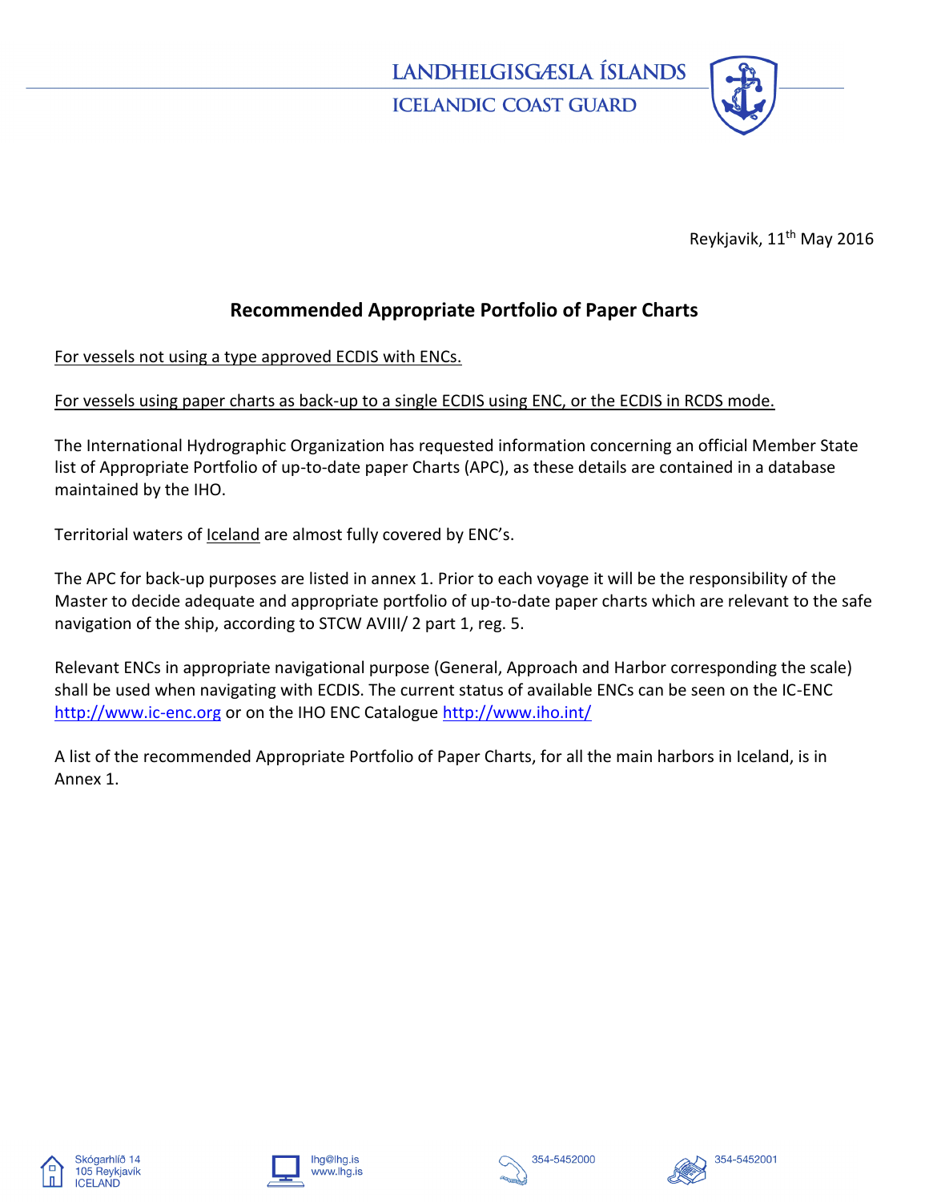LANDHELGISGÆSLA ÍSLANDS

ICELANDIC COAST GUARD

Reykjavik, 11th May 2016

## Recommended Appropriate Portfolio of Paper Charts

For vessels not using a type approved ECDIS with ENCs.

For vessels using paper charts as back-up to a single ECDIS using ENC, or the ECDIS in RCDS mode.

The International Hydrographic Organization has requested information concerning an official Member State list of Appropriate Portfolio of up-to-date paper Charts (APC), as these details are contained in a database maintained by the IHO.

Territorial waters of Iceland are almost fully covered by ENC's.

The APC for back-up purposes are listed in annex 1. Prior to each voyage it will be the responsibility of the Master to decide adequate and appropriate portfolio of up-to-date paper charts which are relevant to the safe navigation of the ship, according to STCW AVIII/ 2 part 1, reg. 5.

Relevant ENCs in appropriate navigational purpose (General, Approach and Harbor corresponding the scale) shall be used when navigating with ECDIS. The current status of available ENCs can be seen on the IC-ENC http://www.ic-enc.org or on the IHO ENC Catalogue http://www.iho.int/

A list of the recommended Appropriate Portfolio of Paper Charts, for all the main harbors in Iceland, is in Annex 1.

Skógarhlíð 14
105 Reykjavik
ICELAND

lhg@lhg.is
www.lhg.is

354-5452000

354-5452001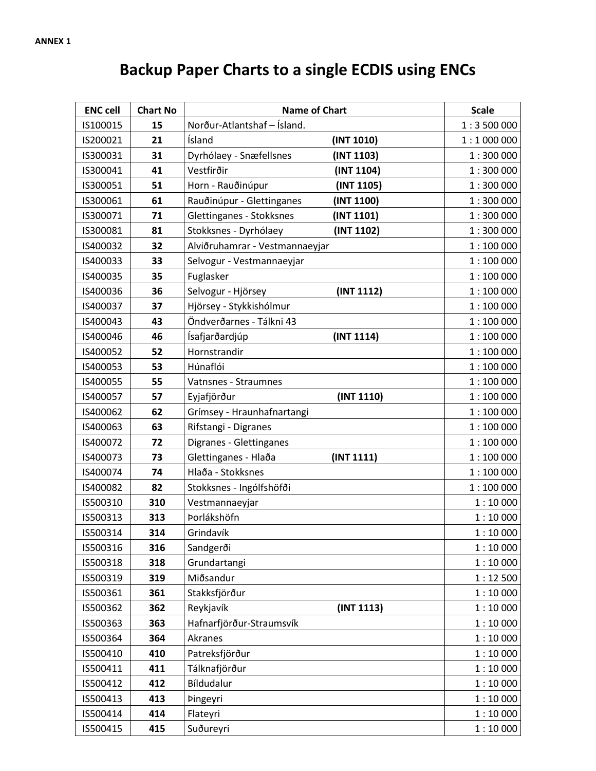ANNEX 1

# Backup Paper Charts to a single ECDIS using ENCs

| ENC cell | Chart No | Name of Chart | Scale |
|---|---|---|---|
| IS100015 | **15** | Norður-Atlantshaf – Ísland. | 1 : 3 500 000 |
| IS200021 | **21** | Ísland **(INT 1010)** | 1 : 1 000 000 |
| IS300031 | **31** | Dyrhólaey - Snæfellsnes **(INT 1103)** | 1 : 300 000 |
| IS300041 | **41** | Vestfirðir **(INT 1104)** | 1 : 300 000 |
| IS300051 | **51** | Horn - Rauðinúpur **(INT 1105)** | 1 : 300 000 |
| IS300061 | **61** | Rauðinúpur - Glettinganes **(INT 1100)** | 1 : 300 000 |
| IS300071 | **71** | Glettinganes - Stokksnes **(INT 1101)** | 1 : 300 000 |
| IS300081 | **81** | Stokksnes - Dyrhólaey **(INT 1102)** | 1 : 300 000 |
| IS400032 | **32** | Alviðruhamrar - Vestmannaeyjar | 1 : 100 000 |
| IS400033 | **33** | Selvogur - Vestmannaeyjar | 1 : 100 000 |
| IS400035 | **35** | Fuglasker | 1 : 100 000 |
| IS400036 | **36** | Selvogur - Hjörsey **(INT 1112)** | 1 : 100 000 |
| IS400037 | **37** | Hjörsey - Stykkishólmur | 1 : 100 000 |
| IS400043 | **43** | Öndverðarnes - Tálkni 43 | 1 : 100 000 |
| IS400046 | **46** | Ísafjarðardjúp **(INT 1114)** | 1 : 100 000 |
| IS400052 | **52** | Hornstrandir | 1 : 100 000 |
| IS400053 | **53** | Húnaflói | 1 : 100 000 |
| IS400055 | **55** | Vatnsnes - Straumnes | 1 : 100 000 |
| IS400057 | **57** | Eyjafjörður **(INT 1110)** | 1 : 100 000 |
| IS400062 | **62** | Grímsey - Hraunhafnartangi | 1 : 100 000 |
| IS400063 | **63** | Rifstangi - Digranes | 1 : 100 000 |
| IS400072 | **72** | Digranes - Glettinganes | 1 : 100 000 |
| IS400073 | **73** | Glettinganes - Hlaða **(INT 1111)** | 1 : 100 000 |
| IS400074 | **74** | Hlaða - Stokksnes | 1 : 100 000 |
| IS400082 | **82** | Stokksnes - Ingólfshöfði | 1 : 100 000 |
| IS500310 | **310** | Vestmannaeyjar | 1 : 10 000 |
| IS500313 | **313** | Þorlákshöfn | 1 : 10 000 |
| IS500314 | **314** | Grindavík | 1 : 10 000 |
| IS500316 | **316** | Sandgerði | 1 : 10 000 |
| IS500318 | **318** | Grundartangi | 1 : 10 000 |
| IS500319 | **319** | Miðsandur | 1 : 12 500 |
| IS500361 | **361** | Stakksfjörður | 1 : 10 000 |
| IS500362 | **362** | Reykjavík **(INT 1113)** | 1 : 10 000 |
| IS500363 | **363** | Hafnarfjörður-Straumsvík | 1 : 10 000 |
| IS500364 | **364** | Akranes | 1 : 10 000 |
| IS500410 | **410** | Patreksfjörður | 1 : 10 000 |
| IS500411 | **411** | Tálknafjörður | 1 : 10 000 |
| IS500412 | **412** | Bíldudalur | 1 : 10 000 |
| IS500413 | **413** | Þingeyri | 1 : 10 000 |
| IS500414 | **414** | Flateyri | 1 : 10 000 |
| IS500415 | **415** | Suðureyri | 1 : 10 000 |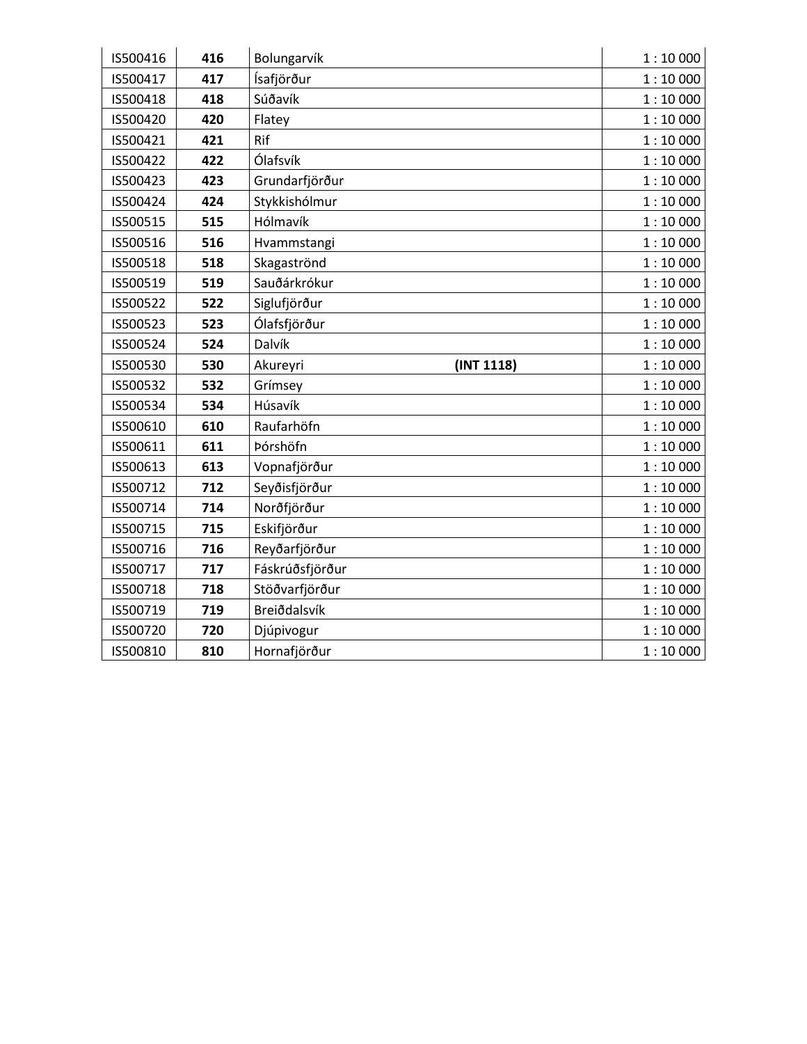| | | | |
|---|---|---|---|
| IS500416 | **416** | Bolungarvík | 1 : 10 000 |
| IS500417 | **417** | Ísafjörður | 1 : 10 000 |
| IS500418 | **418** | Súðavík | 1 : 10 000 |
| IS500420 | **420** | Flatey | 1 : 10 000 |
| IS500421 | **421** | Rif | 1 : 10 000 |
| IS500422 | **422** | Ólafsvík | 1 : 10 000 |
| IS500423 | **423** | Grundarfjörður | 1 : 10 000 |
| IS500424 | **424** | Stykkishólmur | 1 : 10 000 |
| IS500515 | **515** | Hólmavík | 1 : 10 000 |
| IS500516 | **516** | Hvammstangi | 1 : 10 000 |
| IS500518 | **518** | Skagaströnd | 1 : 10 000 |
| IS500519 | **519** | Sauðárkrókur | 1 : 10 000 |
| IS500522 | **522** | Siglufjörður | 1 : 10 000 |
| IS500523 | **523** | Ólafsfjörður | 1 : 10 000 |
| IS500524 | **524** | Dalvík | 1 : 10 000 |
| IS500530 | **530** | Akureyri **(INT 1118)** | 1 : 10 000 |
| IS500532 | **532** | Grímsey | 1 : 10 000 |
| IS500534 | **534** | Húsavík | 1 : 10 000 |
| IS500610 | **610** | Raufarhöfn | 1 : 10 000 |
| IS500611 | **611** | Þórshöfn | 1 : 10 000 |
| IS500613 | **613** | Vopnafjörður | 1 : 10 000 |
| IS500712 | **712** | Seyðisfjörður | 1 : 10 000 |
| IS500714 | **714** | Norðfjörður | 1 : 10 000 |
| IS500715 | **715** | Eskifjörður | 1 : 10 000 |
| IS500716 | **716** | Reyðarfjörður | 1 : 10 000 |
| IS500717 | **717** | Fáskrúðsfjörður | 1 : 10 000 |
| IS500718 | **718** | Stöðvarfjörður | 1 : 10 000 |
| IS500719 | **719** | Breiðdalsvík | 1 : 10 000 |
| IS500720 | **720** | Djúpivogur | 1 : 10 000 |
| IS500810 | **810** | Hornafjörður | 1 : 10 000 |